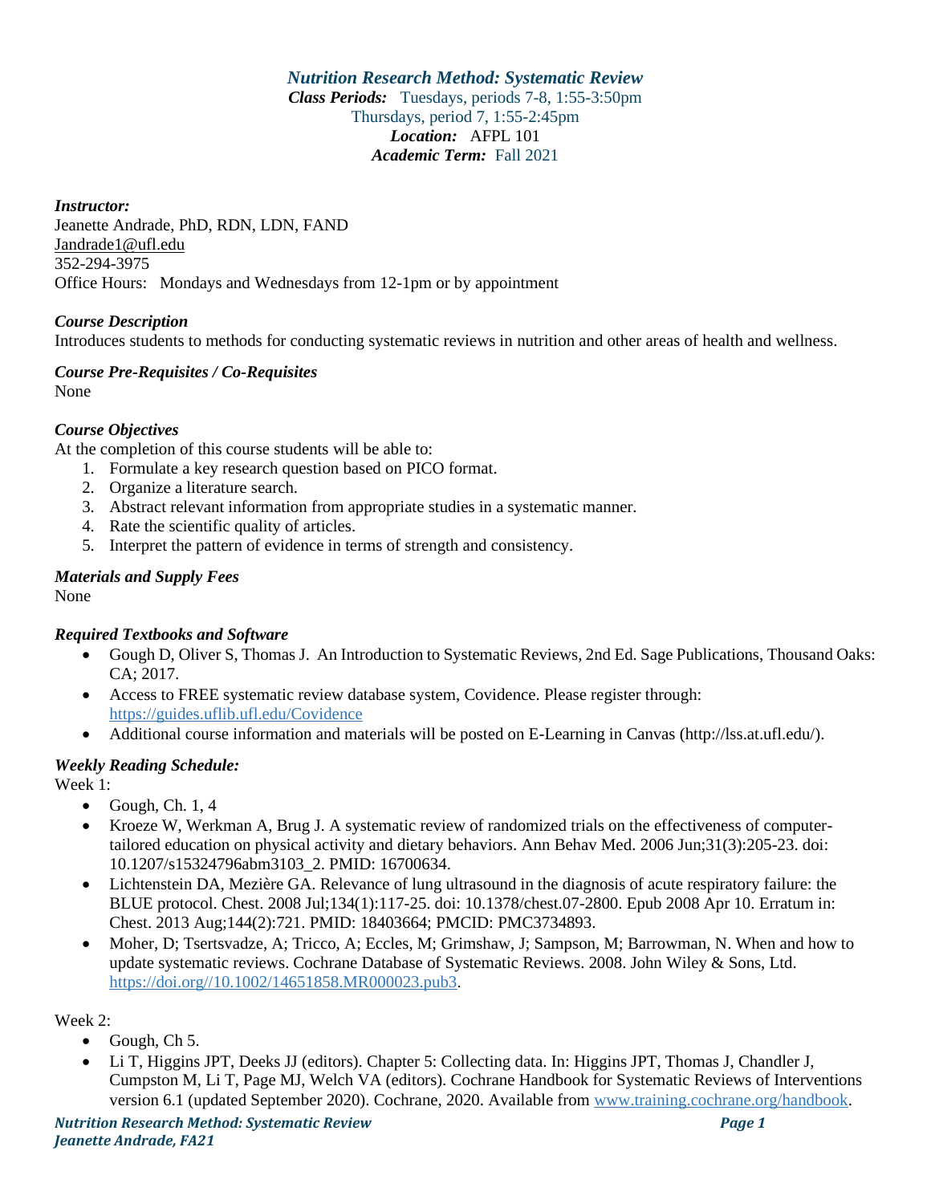# *Nutrition Research Method: Systematic Review*

***Class Periods:*** Tuesdays, periods 7-8, 1:55-3:50pm
Thursdays, period 7, 1:55-2:45pm
***Location:*** AFPL 101
***Academic Term:*** Fall 2021

### *Instructor:*

Jeanette Andrade, PhD, RDN, LDN, FAND
Jandrade1@ufl.edu
352-294-3975
Office Hours: Mondays and Wednesdays from 12-1pm or by appointment

### *Course Description*

Introduces students to methods for conducting systematic reviews in nutrition and other areas of health and wellness.

### *Course Pre-Requisites / Co-Requisites*

None

### *Course Objectives*

At the completion of this course students will be able to:

1. Formulate a key research question based on PICO format.
2. Organize a literature search.
3. Abstract relevant information from appropriate studies in a systematic manner.
4. Rate the scientific quality of articles.
5. Interpret the pattern of evidence in terms of strength and consistency.

### *Materials and Supply Fees*

None

### *Required Textbooks and Software*

- Gough D, Oliver S, Thomas J. An Introduction to Systematic Reviews, 2nd Ed. Sage Publications, Thousand Oaks: CA; 2017.
- Access to FREE systematic review database system, Covidence. Please register through: https://guides.uflib.ufl.edu/Covidence
- Additional course information and materials will be posted on E-Learning in Canvas (http://lss.at.ufl.edu/).

### *Weekly Reading Schedule:*

Week 1:

- Gough, Ch. 1, 4
- Kroeze W, Werkman A, Brug J. A systematic review of randomized trials on the effectiveness of computer-tailored education on physical activity and dietary behaviors. Ann Behav Med. 2006 Jun;31(3):205-23. doi: 10.1207/s15324796abm3103_2. PMID: 16700634.
- Lichtenstein DA, Mezière GA. Relevance of lung ultrasound in the diagnosis of acute respiratory failure: the BLUE protocol. Chest. 2008 Jul;134(1):117-25. doi: 10.1378/chest.07-2800. Epub 2008 Apr 10. Erratum in: Chest. 2013 Aug;144(2):721. PMID: 18403664; PMCID: PMC3734893.
- Moher, D; Tsertsvadze, A; Tricco, A; Eccles, M; Grimshaw, J; Sampson, M; Barrowman, N. When and how to update systematic reviews. Cochrane Database of Systematic Reviews. 2008. John Wiley & Sons, Ltd. https://doi.org//10.1002/14651858.MR000023.pub3.

Week 2:

- Gough, Ch 5.
- Li T, Higgins JPT, Deeks JJ (editors). Chapter 5: Collecting data. In: Higgins JPT, Thomas J, Chandler J, Cumpston M, Li T, Page MJ, Welch VA (editors). Cochrane Handbook for Systematic Reviews of Interventions version 6.1 (updated September 2020). Cochrane, 2020. Available from www.training.cochrane.org/handbook.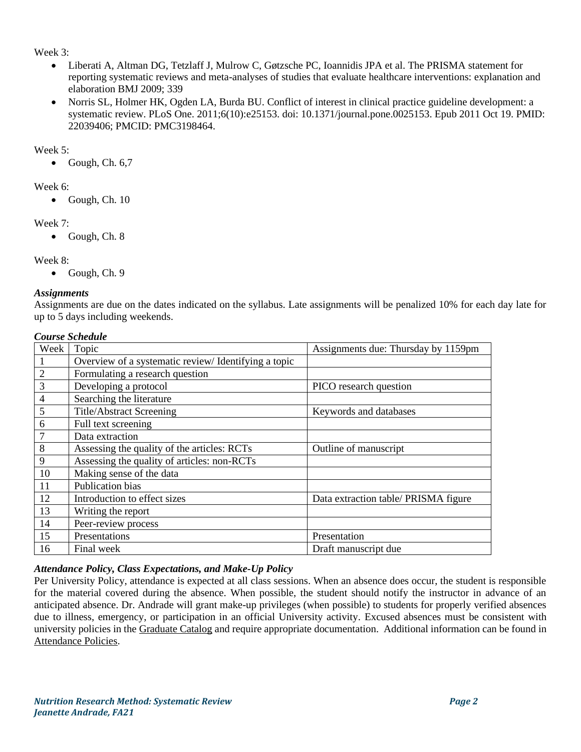Week 3:

- Liberati A, Altman DG, Tetzlaff J, Mulrow C, Gøtzsche PC, Ioannidis JPA et al. The PRISMA statement for reporting systematic reviews and meta-analyses of studies that evaluate healthcare interventions: explanation and elaboration BMJ 2009; 339
- Norris SL, Holmer HK, Ogden LA, Burda BU. Conflict of interest in clinical practice guideline development: a systematic review. PLoS One. 2011;6(10):e25153. doi: 10.1371/journal.pone.0025153. Epub 2011 Oct 19. PMID: 22039406; PMCID: PMC3198464.

Week 5:

- Gough, Ch. 6,7

Week 6:

- Gough, Ch. 10

Week 7:

- Gough, Ch. 8

Week 8:

- Gough, Ch. 9

### *Assignments*

Assignments are due on the dates indicated on the syllabus. Late assignments will be penalized 10% for each day late for up to 5 days including weekends.

### *Course Schedule*

| Week | Topic | Assignments due: Thursday by 1159pm |
|---|---|---|
| 1 | Overview of a systematic review/ Identifying a topic | |
| 2 | Formulating a research question | |
| 3 | Developing a protocol | PICO research question |
| 4 | Searching the literature | |
| 5 | Title/Abstract Screening | Keywords and databases |
| 6 | Full text screening | |
| 7 | Data extraction | |
| 8 | Assessing the quality of the articles: RCTs | Outline of manuscript |
| 9 | Assessing the quality of articles: non-RCTs | |
| 10 | Making sense of the data | |
| 11 | Publication bias | |
| 12 | Introduction to effect sizes | Data extraction table/ PRISMA figure |
| 13 | Writing the report | |
| 14 | Peer-review process | |
| 15 | Presentations | Presentation |
| 16 | Final week | Draft manuscript due |

### *Attendance Policy, Class Expectations, and Make-Up Policy*

Per University Policy, attendance is expected at all class sessions. When an absence does occur, the student is responsible for the material covered during the absence. When possible, the student should notify the instructor in advance of an anticipated absence. Dr. Andrade will grant make-up privileges (when possible) to students for properly verified absences due to illness, emergency, or participation in an official University activity. Excused absences must be consistent with university policies in the Graduate Catalog and require appropriate documentation. Additional information can be found in Attendance Policies.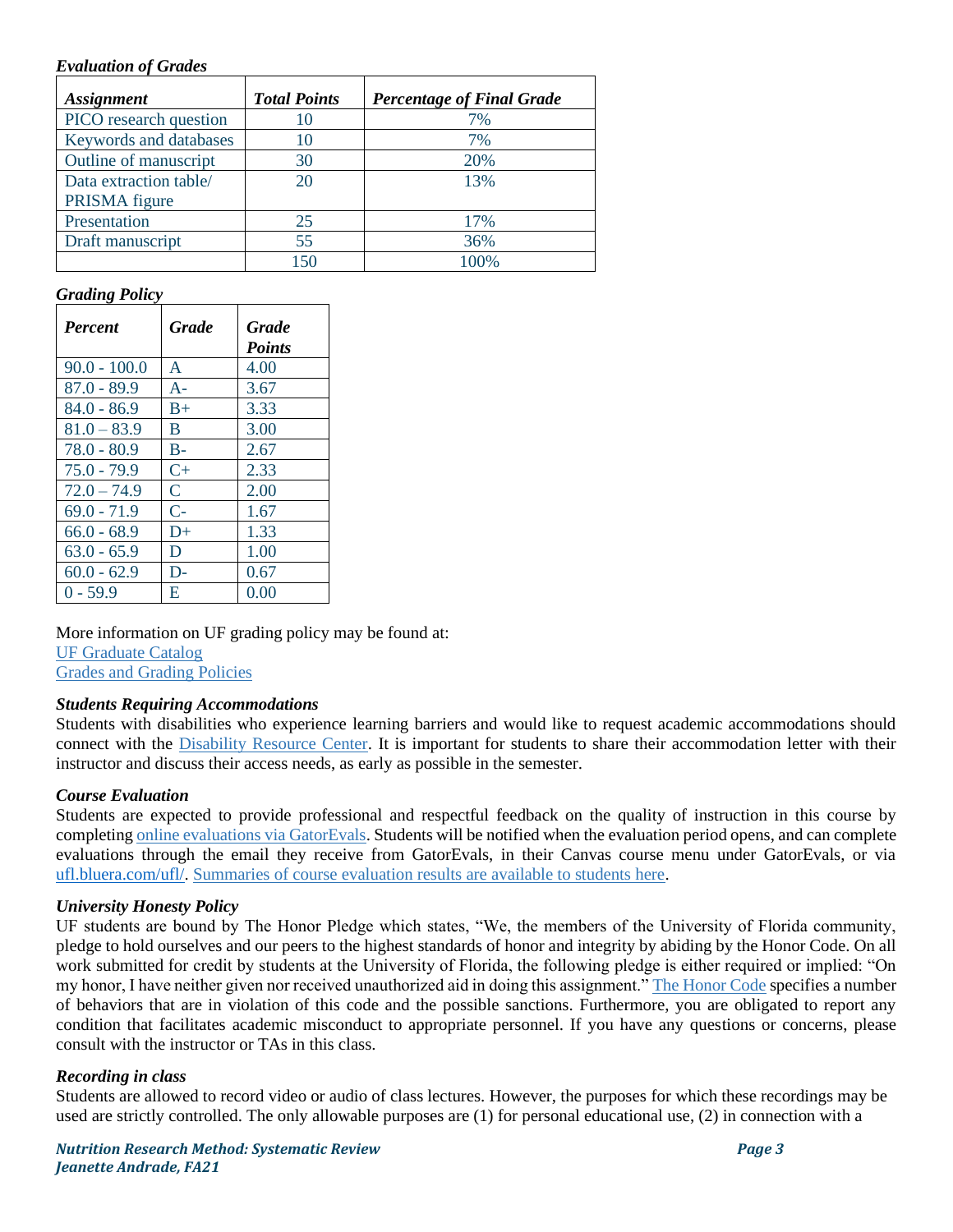***Evaluation of Grades***

| ***Assignment*** | ***Total Points*** | ***Percentage of Final Grade*** |
|---|---|---|
| PICO research question | 10 | 7% |
| Keywords and databases | 10 | 7% |
| Outline of manuscript | 30 | 20% |
| Data extraction table/ PRISMA figure | 20 | 13% |
| Presentation | 25 | 17% |
| Draft manuscript | 55 | 36% |
| | 150 | 100% |

***Grading Policy***

| ***Percent*** | ***Grade*** | ***Grade Points*** |
|---|---|---|
| 90.0 - 100.0 | A | 4.00 |
| 87.0 - 89.9 | A- | 3.67 |
| 84.0 - 86.9 | B+ | 3.33 |
| 81.0 – 83.9 | B | 3.00 |
| 78.0 - 80.9 | B- | 2.67 |
| 75.0 - 79.9 | C+ | 2.33 |
| 72.0 – 74.9 | C | 2.00 |
| 69.0 - 71.9 | C- | 1.67 |
| 66.0 - 68.9 | D+ | 1.33 |
| 63.0 - 65.9 | D | 1.00 |
| 60.0 - 62.9 | D- | 0.67 |
| 0 - 59.9 | E | 0.00 |

More information on UF grading policy may be found at:
UF Graduate Catalog
Grades and Grading Policies

***Students Requiring Accommodations***

Students with disabilities who experience learning barriers and would like to request academic accommodations should connect with the Disability Resource Center. It is important for students to share their accommodation letter with their instructor and discuss their access needs, as early as possible in the semester.

***Course Evaluation***

Students are expected to provide professional and respectful feedback on the quality of instruction in this course by completing online evaluations via GatorEvals. Students will be notified when the evaluation period opens, and can complete evaluations through the email they receive from GatorEvals, in their Canvas course menu under GatorEvals, or via ufl.bluera.com/ufl/. Summaries of course evaluation results are available to students here.

***University Honesty Policy***

UF students are bound by The Honor Pledge which states, "We, the members of the University of Florida community, pledge to hold ourselves and our peers to the highest standards of honor and integrity by abiding by the Honor Code. On all work submitted for credit by students at the University of Florida, the following pledge is either required or implied: "On my honor, I have neither given nor received unauthorized aid in doing this assignment." The Honor Code specifies a number of behaviors that are in violation of this code and the possible sanctions. Furthermore, you are obligated to report any condition that facilitates academic misconduct to appropriate personnel. If you have any questions or concerns, please consult with the instructor or TAs in this class.

***Recording in class***

Students are allowed to record video or audio of class lectures. However, the purposes for which these recordings may be used are strictly controlled. The only allowable purposes are (1) for personal educational use, (2) in connection with a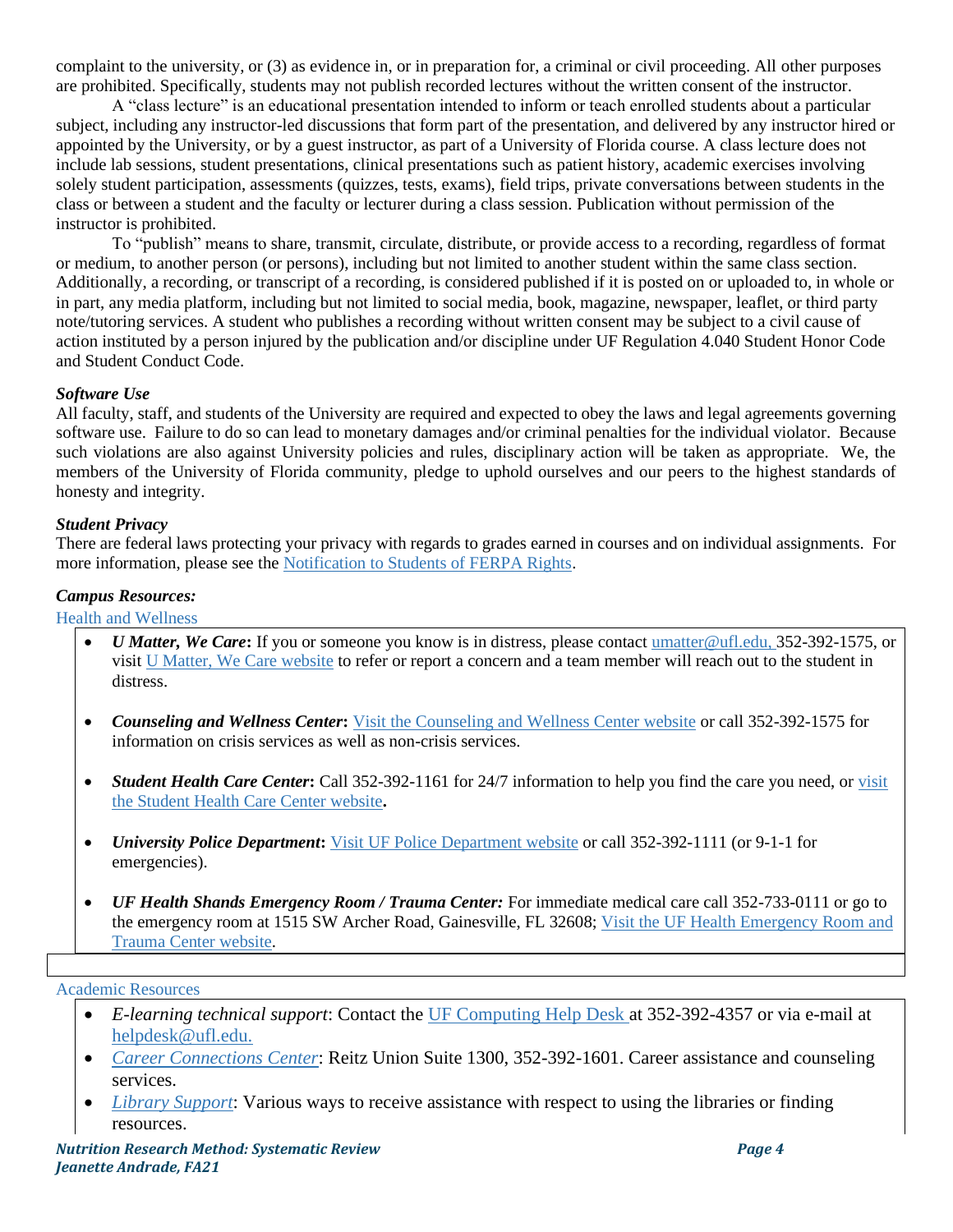complaint to the university, or (3) as evidence in, or in preparation for, a criminal or civil proceeding. All other purposes are prohibited. Specifically, students may not publish recorded lectures without the written consent of the instructor.

A "class lecture" is an educational presentation intended to inform or teach enrolled students about a particular subject, including any instructor-led discussions that form part of the presentation, and delivered by any instructor hired or appointed by the University, or by a guest instructor, as part of a University of Florida course. A class lecture does not include lab sessions, student presentations, clinical presentations such as patient history, academic exercises involving solely student participation, assessments (quizzes, tests, exams), field trips, private conversations between students in the class or between a student and the faculty or lecturer during a class session. Publication without permission of the instructor is prohibited.

To "publish" means to share, transmit, circulate, distribute, or provide access to a recording, regardless of format or medium, to another person (or persons), including but not limited to another student within the same class section. Additionally, a recording, or transcript of a recording, is considered published if it is posted on or uploaded to, in whole or in part, any media platform, including but not limited to social media, book, magazine, newspaper, leaflet, or third party note/tutoring services. A student who publishes a recording without written consent may be subject to a civil cause of action instituted by a person injured by the publication and/or discipline under UF Regulation 4.040 Student Honor Code and Student Conduct Code.

***Software Use***

All faculty, staff, and students of the University are required and expected to obey the laws and legal agreements governing software use. Failure to do so can lead to monetary damages and/or criminal penalties for the individual violator. Because such violations are also against University policies and rules, disciplinary action will be taken as appropriate. We, the members of the University of Florida community, pledge to uphold ourselves and our peers to the highest standards of honesty and integrity.

***Student Privacy***

There are federal laws protecting your privacy with regards to grades earned in courses and on individual assignments. For more information, please see the Notification to Students of FERPA Rights.

***Campus Resources:***

Health and Wellness

- ***U Matter, We Care*:** If you or someone you know is in distress, please contact umatter@ufl.edu, 352-392-1575, or visit U Matter, We Care website to refer or report a concern and a team member will reach out to the student in distress.
- ***Counseling and Wellness Center*:** Visit the Counseling and Wellness Center website or call 352-392-1575 for information on crisis services as well as non-crisis services.
- ***Student Health Care Center*:** Call 352-392-1161 for 24/7 information to help you find the care you need, or visit the Student Health Care Center website.
- ***University Police Department*:** Visit UF Police Department website or call 352-392-1111 (or 9-1-1 for emergencies).
- ***UF Health Shands Emergency Room / Trauma Center:*** For immediate medical care call 352-733-0111 or go to the emergency room at 1515 SW Archer Road, Gainesville, FL 32608; Visit the UF Health Emergency Room and Trauma Center website.

Academic Resources

- *E-learning technical support*: Contact the UF Computing Help Desk at 352-392-4357 or via e-mail at helpdesk@ufl.edu.
- *Career Connections Center*: Reitz Union Suite 1300, 352-392-1601. Career assistance and counseling services.
- *Library Support*: Various ways to receive assistance with respect to using the libraries or finding resources.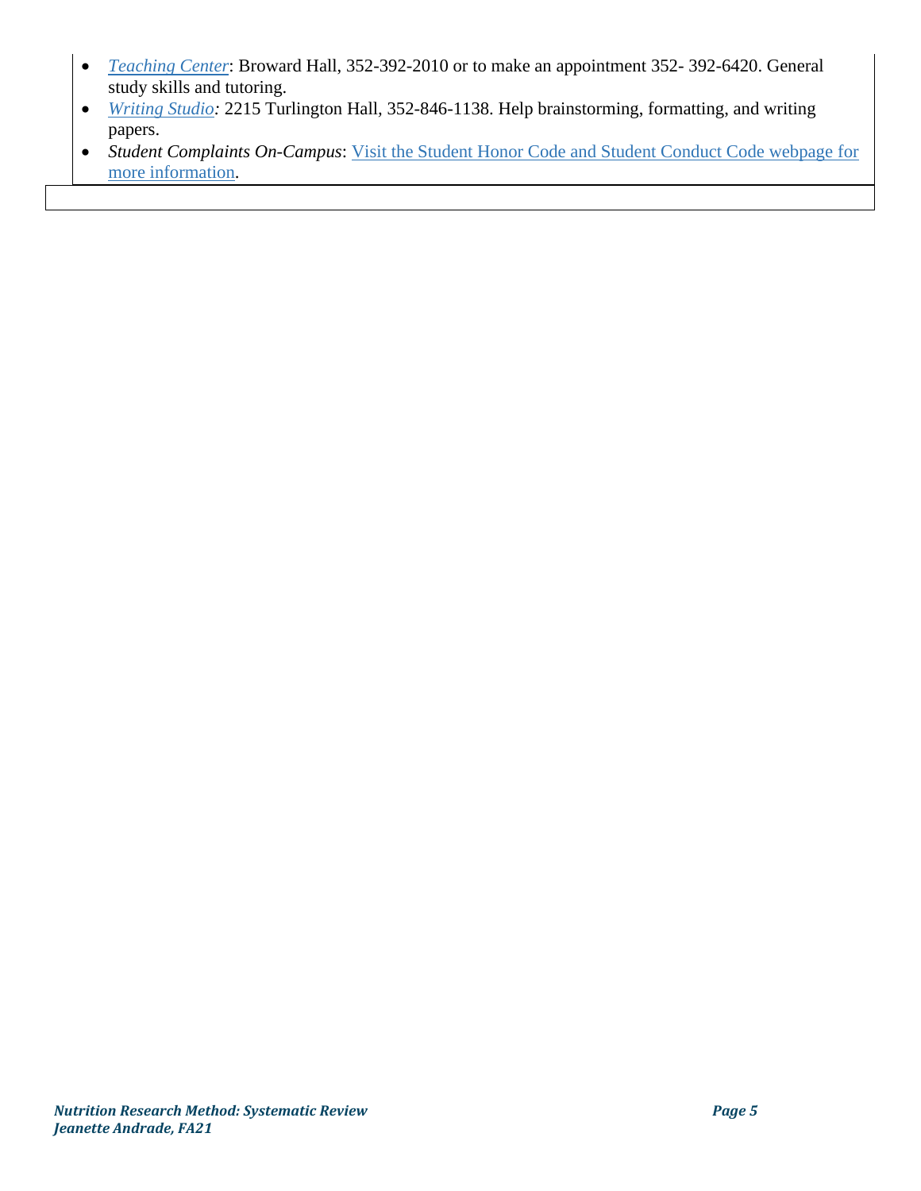- *Teaching Center*: Broward Hall, 352-392-2010 or to make an appointment 352- 392-6420. General study skills and tutoring.
- *Writing Studio:* 2215 Turlington Hall, 352-846-1138. Help brainstorming, formatting, and writing papers.
- *Student Complaints On-Campus*: Visit the Student Honor Code and Student Conduct Code webpage for more information.